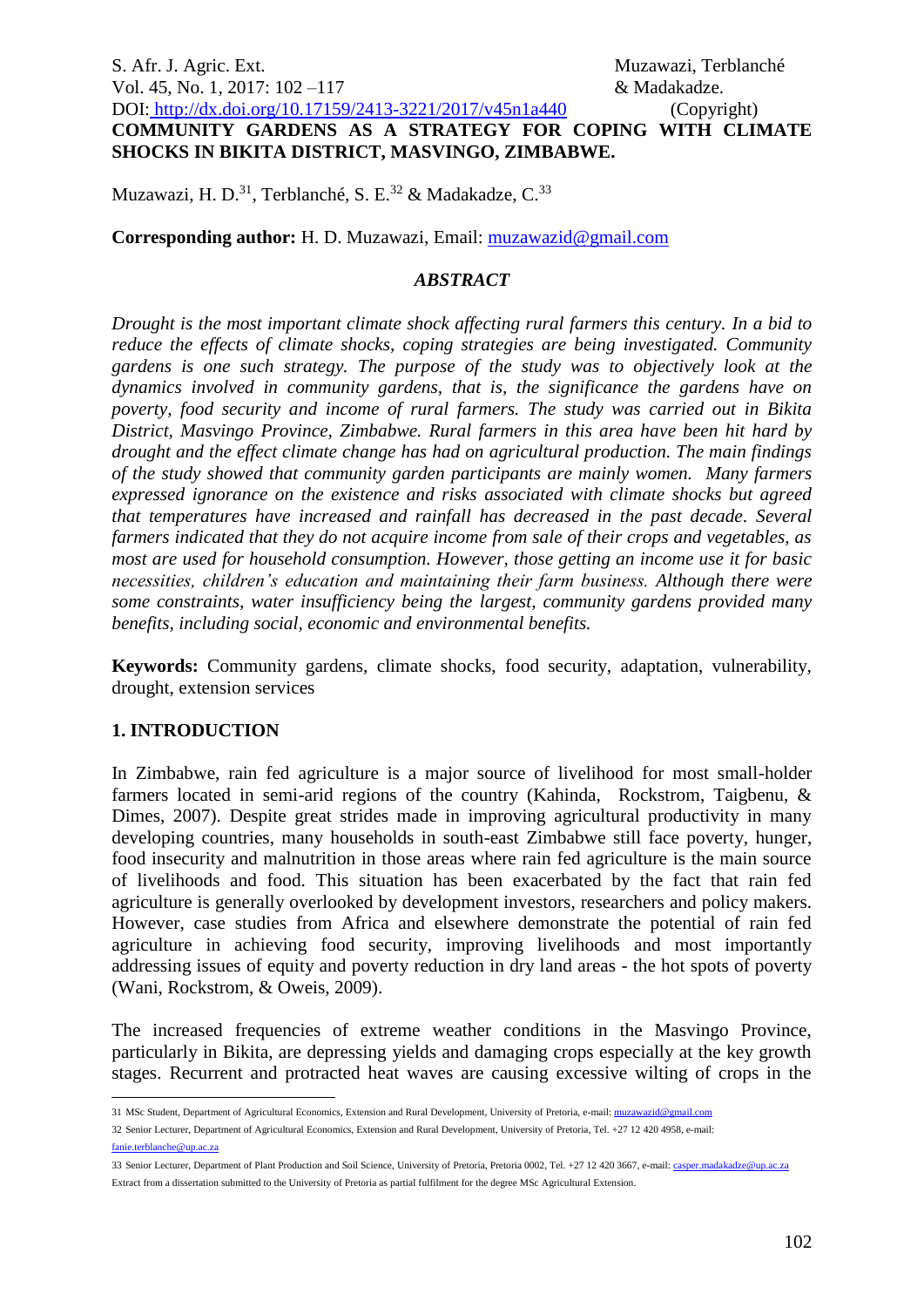# COMMUNITY GARDENS AS A STRATEGY FOR COPING WITH CLIMATE SHOCKS IN BIKITA DISTRICT, MASVINGO, ZIMBABWE.

Muzawazi, H. D.[31], Terblanché, S. E.[32] & Madakadze, C.[33]

**Corresponding author:** H. D. Muzawazi, Email: muzawazid@gmail.com

## *ABSTRACT*

*Drought is the most important climate shock affecting rural farmers this century. In a bid to reduce the effects of climate shocks, coping strategies are being investigated. Community gardens is one such strategy. The purpose of the study was to objectively look at the dynamics involved in community gardens, that is, the significance the gardens have on poverty, food security and income of rural farmers. The study was carried out in Bikita District, Masvingo Province, Zimbabwe. Rural farmers in this area have been hit hard by drought and the effect climate change has had on agricultural production. The main findings of the study showed that community garden participants are mainly women. Many farmers expressed ignorance on the existence and risks associated with climate shocks but agreed that temperatures have increased and rainfall has decreased in the past decade. Several farmers indicated that they do not acquire income from sale of their crops and vegetables, as most are used for household consumption. However, those getting an income use it for basic necessities, children's education and maintaining their farm business. Although there were some constraints, water insufficiency being the largest, community gardens provided many benefits, including social, economic and environmental benefits.*

**Keywords:** Community gardens, climate shocks, food security, adaptation, vulnerability, drought, extension services

## 1. INTRODUCTION

In Zimbabwe, rain fed agriculture is a major source of livelihood for most small-holder farmers located in semi-arid regions of the country (Kahinda, Rockstrom, Taigbenu, & Dimes, 2007). Despite great strides made in improving agricultural productivity in many developing countries, many households in south-east Zimbabwe still face poverty, hunger, food insecurity and malnutrition in those areas where rain fed agriculture is the main source of livelihoods and food. This situation has been exacerbated by the fact that rain fed agriculture is generally overlooked by development investors, researchers and policy makers. However, case studies from Africa and elsewhere demonstrate the potential of rain fed agriculture in achieving food security, improving livelihoods and most importantly addressing issues of equity and poverty reduction in dry land areas - the hot spots of poverty (Wani, Rockstrom, & Oweis, 2009).

The increased frequencies of extreme weather conditions in the Masvingo Province, particularly in Bikita, are depressing yields and damaging crops especially at the key growth stages. Recurrent and protracted heat waves are causing excessive wilting of crops in the

---

31 MSc Student, Department of Agricultural Economics, Extension and Rural Development, University of Pretoria, e-mail: muzawazid@gmail.com

32 Senior Lecturer, Department of Agricultural Economics, Extension and Rural Development, University of Pretoria, Tel. +27 12 420 4958, e-mail: fanie.terblanche@up.ac.za

33 Senior Lecturer, Department of Plant Production and Soil Science, University of Pretoria, Pretoria 0002, Tel. +27 12 420 3667, e-mail: casper.madakadze@up.ac.za

Extract from a dissertation submitted to the University of Pretoria as partial fulfilment for the degree MSc Agricultural Extension.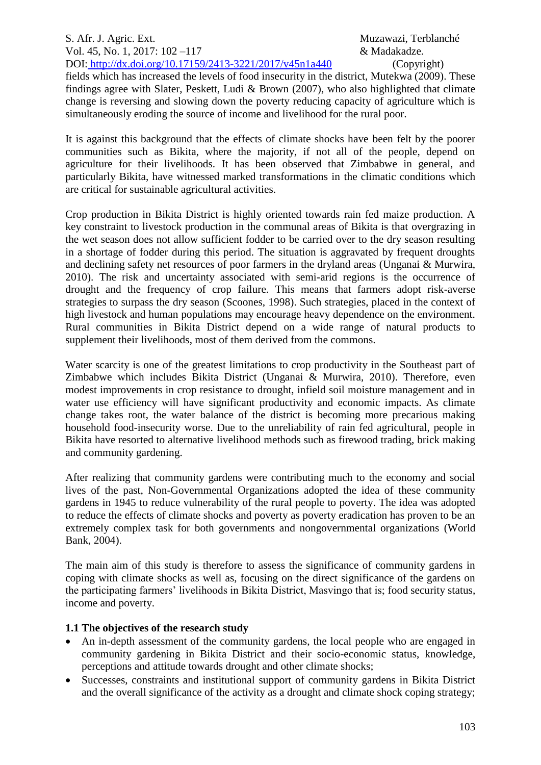fields which has increased the levels of food insecurity in the district, Mutekwa (2009). These findings agree with Slater, Peskett, Ludi & Brown (2007), who also highlighted that climate change is reversing and slowing down the poverty reducing capacity of agriculture which is simultaneously eroding the source of income and livelihood for the rural poor.

It is against this background that the effects of climate shocks have been felt by the poorer communities such as Bikita, where the majority, if not all of the people, depend on agriculture for their livelihoods. It has been observed that Zimbabwe in general, and particularly Bikita, have witnessed marked transformations in the climatic conditions which are critical for sustainable agricultural activities.

Crop production in Bikita District is highly oriented towards rain fed maize production. A key constraint to livestock production in the communal areas of Bikita is that overgrazing in the wet season does not allow sufficient fodder to be carried over to the dry season resulting in a shortage of fodder during this period. The situation is aggravated by frequent droughts and declining safety net resources of poor farmers in the dryland areas (Unganai & Murwira, 2010). The risk and uncertainty associated with semi-arid regions is the occurrence of drought and the frequency of crop failure. This means that farmers adopt risk-averse strategies to surpass the dry season (Scoones, 1998). Such strategies, placed in the context of high livestock and human populations may encourage heavy dependence on the environment. Rural communities in Bikita District depend on a wide range of natural products to supplement their livelihoods, most of them derived from the commons.

Water scarcity is one of the greatest limitations to crop productivity in the Southeast part of Zimbabwe which includes Bikita District (Unganai & Murwira, 2010). Therefore, even modest improvements in crop resistance to drought, infield soil moisture management and in water use efficiency will have significant productivity and economic impacts. As climate change takes root, the water balance of the district is becoming more precarious making household food-insecurity worse. Due to the unreliability of rain fed agricultural, people in Bikita have resorted to alternative livelihood methods such as firewood trading, brick making and community gardening.

After realizing that community gardens were contributing much to the economy and social lives of the past, Non-Governmental Organizations adopted the idea of these community gardens in 1945 to reduce vulnerability of the rural people to poverty. The idea was adopted to reduce the effects of climate shocks and poverty as poverty eradication has proven to be an extremely complex task for both governments and nongovernmental organizations (World Bank, 2004).

The main aim of this study is therefore to assess the significance of community gardens in coping with climate shocks as well as, focusing on the direct significance of the gardens on the participating farmers' livelihoods in Bikita District, Masvingo that is; food security status, income and poverty.

### 1.1 The objectives of the research study

- An in-depth assessment of the community gardens, the local people who are engaged in community gardening in Bikita District and their socio-economic status, knowledge, perceptions and attitude towards drought and other climate shocks;
- Successes, constraints and institutional support of community gardens in Bikita District and the overall significance of the activity as a drought and climate shock coping strategy;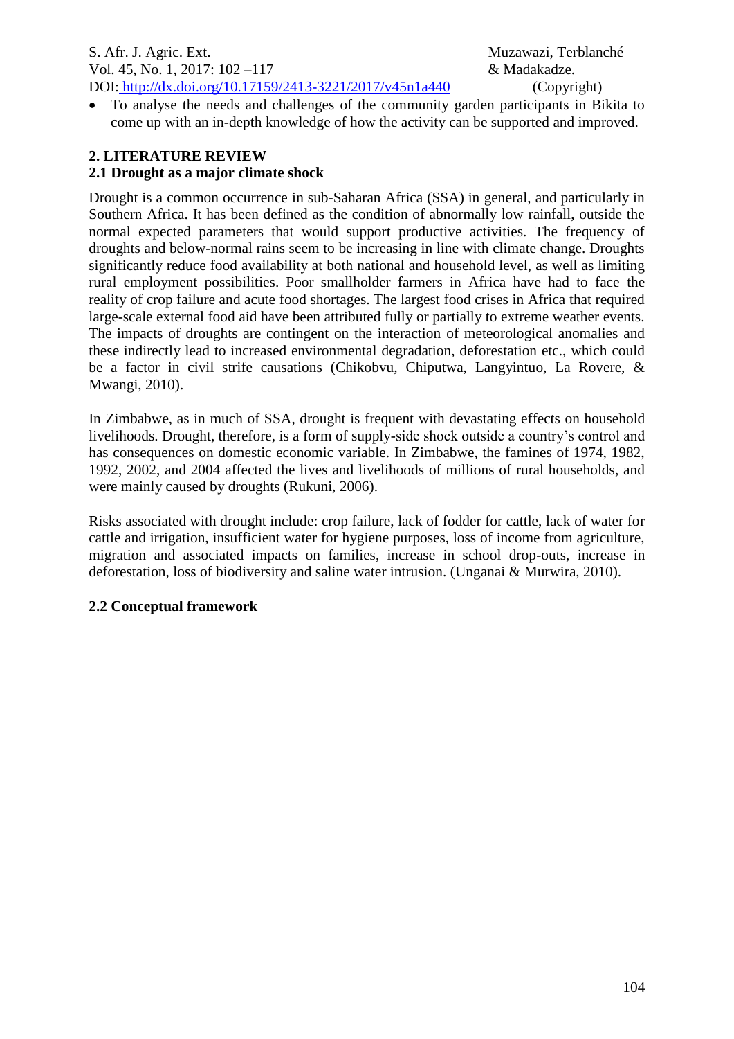- To analyse the needs and challenges of the community garden participants in Bikita to come up with an in-depth knowledge of how the activity can be supported and improved.

## 2. LITERATURE REVIEW

### 2.1 Drought as a major climate shock

Drought is a common occurrence in sub-Saharan Africa (SSA) in general, and particularly in Southern Africa. It has been defined as the condition of abnormally low rainfall, outside the normal expected parameters that would support productive activities. The frequency of droughts and below-normal rains seem to be increasing in line with climate change. Droughts significantly reduce food availability at both national and household level, as well as limiting rural employment possibilities. Poor smallholder farmers in Africa have had to face the reality of crop failure and acute food shortages. The largest food crises in Africa that required large-scale external food aid have been attributed fully or partially to extreme weather events. The impacts of droughts are contingent on the interaction of meteorological anomalies and these indirectly lead to increased environmental degradation, deforestation etc., which could be a factor in civil strife causations (Chikobvu, Chiputwa, Langyintuo, La Rovere, & Mwangi, 2010).

In Zimbabwe, as in much of SSA, drought is frequent with devastating effects on household livelihoods. Drought, therefore, is a form of supply-side shock outside a country's control and has consequences on domestic economic variable. In Zimbabwe, the famines of 1974, 1982, 1992, 2002, and 2004 affected the lives and livelihoods of millions of rural households, and were mainly caused by droughts (Rukuni, 2006).

Risks associated with drought include: crop failure, lack of fodder for cattle, lack of water for cattle and irrigation, insufficient water for hygiene purposes, loss of income from agriculture, migration and associated impacts on families, increase in school drop-outs, increase in deforestation, loss of biodiversity and saline water intrusion. (Unganai & Murwira, 2010).

### 2.2 Conceptual framework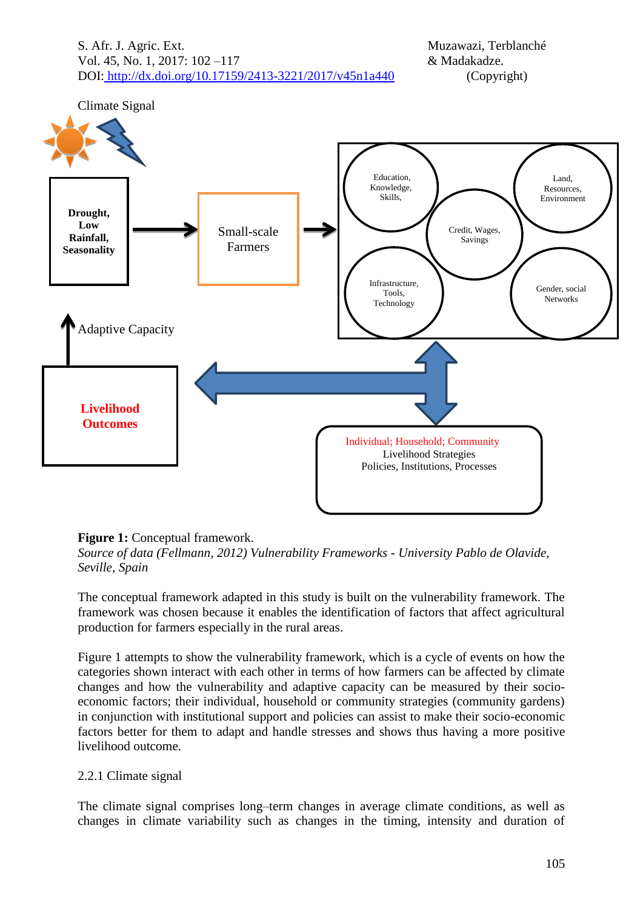**Figure 1:** Conceptual framework.

*Source of data (Fellmann, 2012) Vulnerability Frameworks - University Pablo de Olavide, Seville, Spain*

The conceptual framework adapted in this study is built on the vulnerability framework. The framework was chosen because it enables the identification of factors that affect agricultural production for farmers especially in the rural areas.

Figure 1 attempts to show the vulnerability framework, which is a cycle of events on how the categories shown interact with each other in terms of how farmers can be affected by climate changes and how the vulnerability and adaptive capacity can be measured by their socio-economic factors; their individual, household or community strategies (community gardens) in conjunction with institutional support and policies can assist to make their socio-economic factors better for them to adapt and handle stresses and shows thus having a more positive livelihood outcome.

### 2.2.1 Climate signal

The climate signal comprises long–term changes in average climate conditions, as well as changes in climate variability such as changes in the timing, intensity and duration of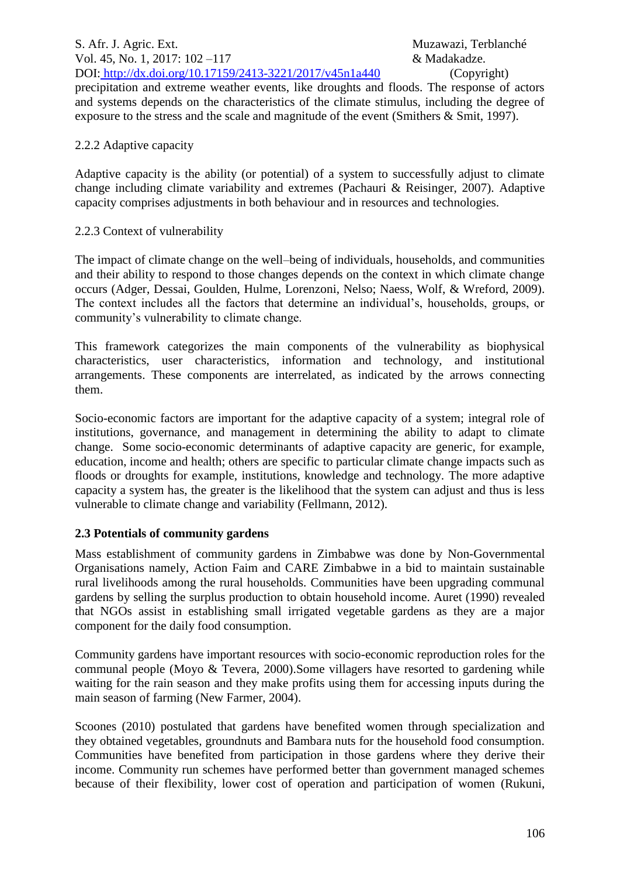precipitation and extreme weather events, like droughts and floods. The response of actors and systems depends on the characteristics of the climate stimulus, including the degree of exposure to the stress and the scale and magnitude of the event (Smithers & Smit, 1997).

2.2.2 Adaptive capacity

Adaptive capacity is the ability (or potential) of a system to successfully adjust to climate change including climate variability and extremes (Pachauri & Reisinger, 2007). Adaptive capacity comprises adjustments in both behaviour and in resources and technologies.

2.2.3 Context of vulnerability

The impact of climate change on the well–being of individuals, households, and communities and their ability to respond to those changes depends on the context in which climate change occurs (Adger, Dessai, Goulden, Hulme, Lorenzoni, Nelso; Naess, Wolf, & Wreford, 2009). The context includes all the factors that determine an individual's, households, groups, or community's vulnerability to climate change.

This framework categorizes the main components of the vulnerability as biophysical characteristics, user characteristics, information and technology, and institutional arrangements. These components are interrelated, as indicated by the arrows connecting them.

Socio-economic factors are important for the adaptive capacity of a system; integral role of institutions, governance, and management in determining the ability to adapt to climate change. Some socio-economic determinants of adaptive capacity are generic, for example, education, income and health; others are specific to particular climate change impacts such as floods or droughts for example, institutions, knowledge and technology. The more adaptive capacity a system has, the greater is the likelihood that the system can adjust and thus is less vulnerable to climate change and variability (Fellmann, 2012).

**2.3 Potentials of community gardens**

Mass establishment of community gardens in Zimbabwe was done by Non-Governmental Organisations namely, Action Faim and CARE Zimbabwe in a bid to maintain sustainable rural livelihoods among the rural households. Communities have been upgrading communal gardens by selling the surplus production to obtain household income. Auret (1990) revealed that NGOs assist in establishing small irrigated vegetable gardens as they are a major component for the daily food consumption.

Community gardens have important resources with socio-economic reproduction roles for the communal people (Moyo & Tevera, 2000).Some villagers have resorted to gardening while waiting for the rain season and they make profits using them for accessing inputs during the main season of farming (New Farmer, 2004).

Scoones (2010) postulated that gardens have benefited women through specialization and they obtained vegetables, groundnuts and Bambara nuts for the household food consumption. Communities have benefited from participation in those gardens where they derive their income. Community run schemes have performed better than government managed schemes because of their flexibility, lower cost of operation and participation of women (Rukuni,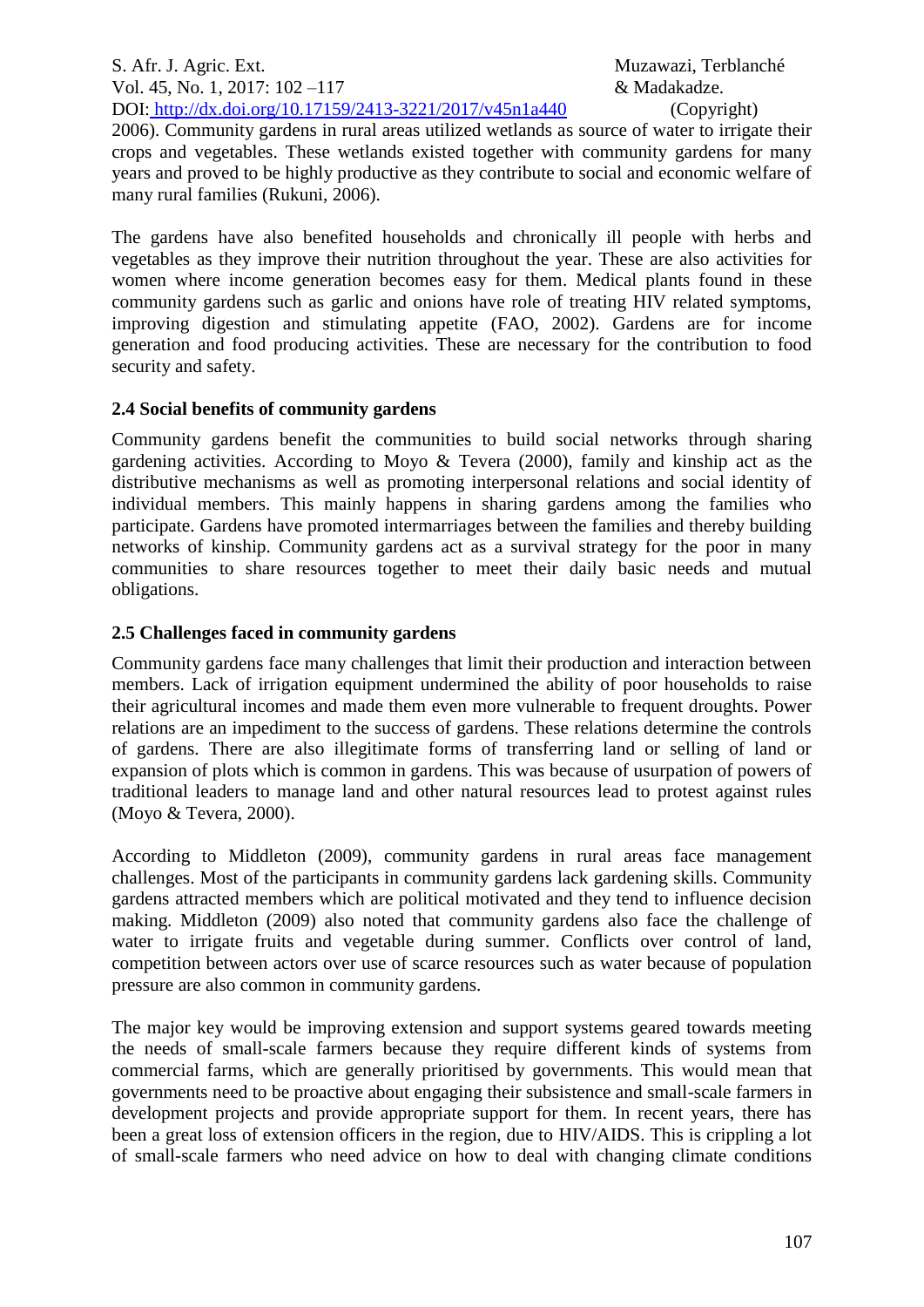2006). Community gardens in rural areas utilized wetlands as source of water to irrigate their crops and vegetables. These wetlands existed together with community gardens for many years and proved to be highly productive as they contribute to social and economic welfare of many rural families (Rukuni, 2006).

The gardens have also benefited households and chronically ill people with herbs and vegetables as they improve their nutrition throughout the year. These are also activities for women where income generation becomes easy for them. Medical plants found in these community gardens such as garlic and onions have role of treating HIV related symptoms, improving digestion and stimulating appetite (FAO, 2002). Gardens are for income generation and food producing activities. These are necessary for the contribution to food security and safety.

### 2.4 Social benefits of community gardens

Community gardens benefit the communities to build social networks through sharing gardening activities. According to Moyo & Tevera (2000), family and kinship act as the distributive mechanisms as well as promoting interpersonal relations and social identity of individual members. This mainly happens in sharing gardens among the families who participate. Gardens have promoted intermarriages between the families and thereby building networks of kinship. Community gardens act as a survival strategy for the poor in many communities to share resources together to meet their daily basic needs and mutual obligations.

### 2.5 Challenges faced in community gardens

Community gardens face many challenges that limit their production and interaction between members. Lack of irrigation equipment undermined the ability of poor households to raise their agricultural incomes and made them even more vulnerable to frequent droughts. Power relations are an impediment to the success of gardens. These relations determine the controls of gardens. There are also illegitimate forms of transferring land or selling of land or expansion of plots which is common in gardens. This was because of usurpation of powers of traditional leaders to manage land and other natural resources lead to protest against rules (Moyo & Tevera, 2000).

According to Middleton (2009), community gardens in rural areas face management challenges. Most of the participants in community gardens lack gardening skills. Community gardens attracted members which are political motivated and they tend to influence decision making. Middleton (2009) also noted that community gardens also face the challenge of water to irrigate fruits and vegetable during summer. Conflicts over control of land, competition between actors over use of scarce resources such as water because of population pressure are also common in community gardens.

The major key would be improving extension and support systems geared towards meeting the needs of small-scale farmers because they require different kinds of systems from commercial farms, which are generally prioritised by governments. This would mean that governments need to be proactive about engaging their subsistence and small-scale farmers in development projects and provide appropriate support for them. In recent years, there has been a great loss of extension officers in the region, due to HIV/AIDS. This is crippling a lot of small-scale farmers who need advice on how to deal with changing climate conditions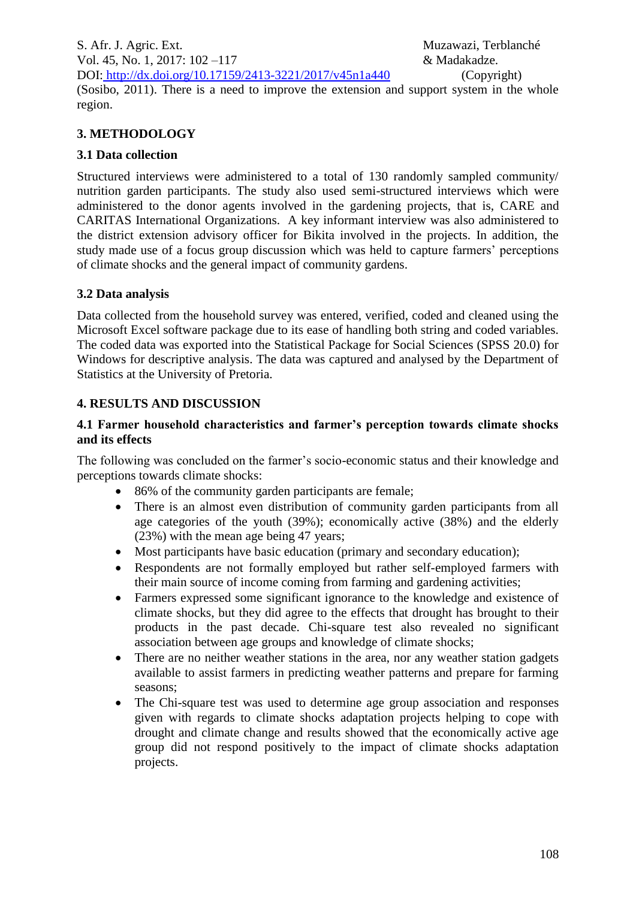(Sosibo, 2011). There is a need to improve the extension and support system in the whole region.

## 3. METHODOLOGY

### 3.1 Data collection

Structured interviews were administered to a total of 130 randomly sampled community/ nutrition garden participants. The study also used semi-structured interviews which were administered to the donor agents involved in the gardening projects, that is, CARE and CARITAS International Organizations. A key informant interview was also administered to the district extension advisory officer for Bikita involved in the projects. In addition, the study made use of a focus group discussion which was held to capture farmers' perceptions of climate shocks and the general impact of community gardens.

### 3.2 Data analysis

Data collected from the household survey was entered, verified, coded and cleaned using the Microsoft Excel software package due to its ease of handling both string and coded variables. The coded data was exported into the Statistical Package for Social Sciences (SPSS 20.0) for Windows for descriptive analysis. The data was captured and analysed by the Department of Statistics at the University of Pretoria.

## 4. RESULTS AND DISCUSSION

### 4.1 Farmer household characteristics and farmer's perception towards climate shocks and its effects

The following was concluded on the farmer's socio-economic status and their knowledge and perceptions towards climate shocks:

- 86% of the community garden participants are female;
- There is an almost even distribution of community garden participants from all age categories of the youth (39%); economically active (38%) and the elderly (23%) with the mean age being 47 years;
- Most participants have basic education (primary and secondary education);
- Respondents are not formally employed but rather self-employed farmers with their main source of income coming from farming and gardening activities;
- Farmers expressed some significant ignorance to the knowledge and existence of climate shocks, but they did agree to the effects that drought has brought to their products in the past decade. Chi-square test also revealed no significant association between age groups and knowledge of climate shocks;
- There are no neither weather stations in the area, nor any weather station gadgets available to assist farmers in predicting weather patterns and prepare for farming seasons;
- The Chi-square test was used to determine age group association and responses given with regards to climate shocks adaptation projects helping to cope with drought and climate change and results showed that the economically active age group did not respond positively to the impact of climate shocks adaptation projects.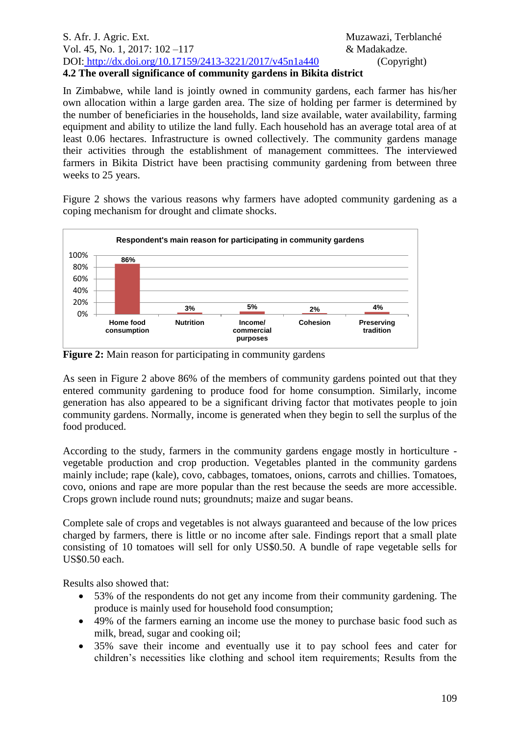### 4.2 The overall significance of community gardens in Bikita district

In Zimbabwe, while land is jointly owned in community gardens, each farmer has his/her own allocation within a large garden area. The size of holding per farmer is determined by the number of beneficiaries in the households, land size available, water availability, farming equipment and ability to utilize the land fully. Each household has an average total area of at least 0.06 hectares. Infrastructure is owned collectively. The community gardens manage their activities through the establishment of management committees. The interviewed farmers in Bikita District have been practising community gardening from between three weeks to 25 years.

Figure 2 shows the various reasons why farmers have adopted community gardening as a coping mechanism for drought and climate shocks.

**Respondent's main reason for participating in community gardens**

| Reason | Percentage |
|---|---|
| Home food consumption | 86% |
| Nutrition | 3% |
| Income/ commercial purposes | 5% |
| Cohesion | 2% |
| Preserving tradition | 4% |

**Figure 2:** Main reason for participating in community gardens

As seen in Figure 2 above 86% of the members of community gardens pointed out that they entered community gardening to produce food for home consumption. Similarly, income generation has also appeared to be a significant driving factor that motivates people to join community gardens. Normally, income is generated when they begin to sell the surplus of the food produced.

According to the study, farmers in the community gardens engage mostly in horticulture - vegetable production and crop production. Vegetables planted in the community gardens mainly include; rape (kale), covo, cabbages, tomatoes, onions, carrots and chillies. Tomatoes, covo, onions and rape are more popular than the rest because the seeds are more accessible. Crops grown include round nuts; groundnuts; maize and sugar beans.

Complete sale of crops and vegetables is not always guaranteed and because of the low prices charged by farmers, there is little or no income after sale. Findings report that a small plate consisting of 10 tomatoes will sell for only US$0.50. A bundle of rape vegetable sells for US$0.50 each.

Results also showed that:

- 53% of the respondents do not get any income from their community gardening. The produce is mainly used for household food consumption;
- 49% of the farmers earning an income use the money to purchase basic food such as milk, bread, sugar and cooking oil;
- 35% save their income and eventually use it to pay school fees and cater for children's necessities like clothing and school item requirements; Results from the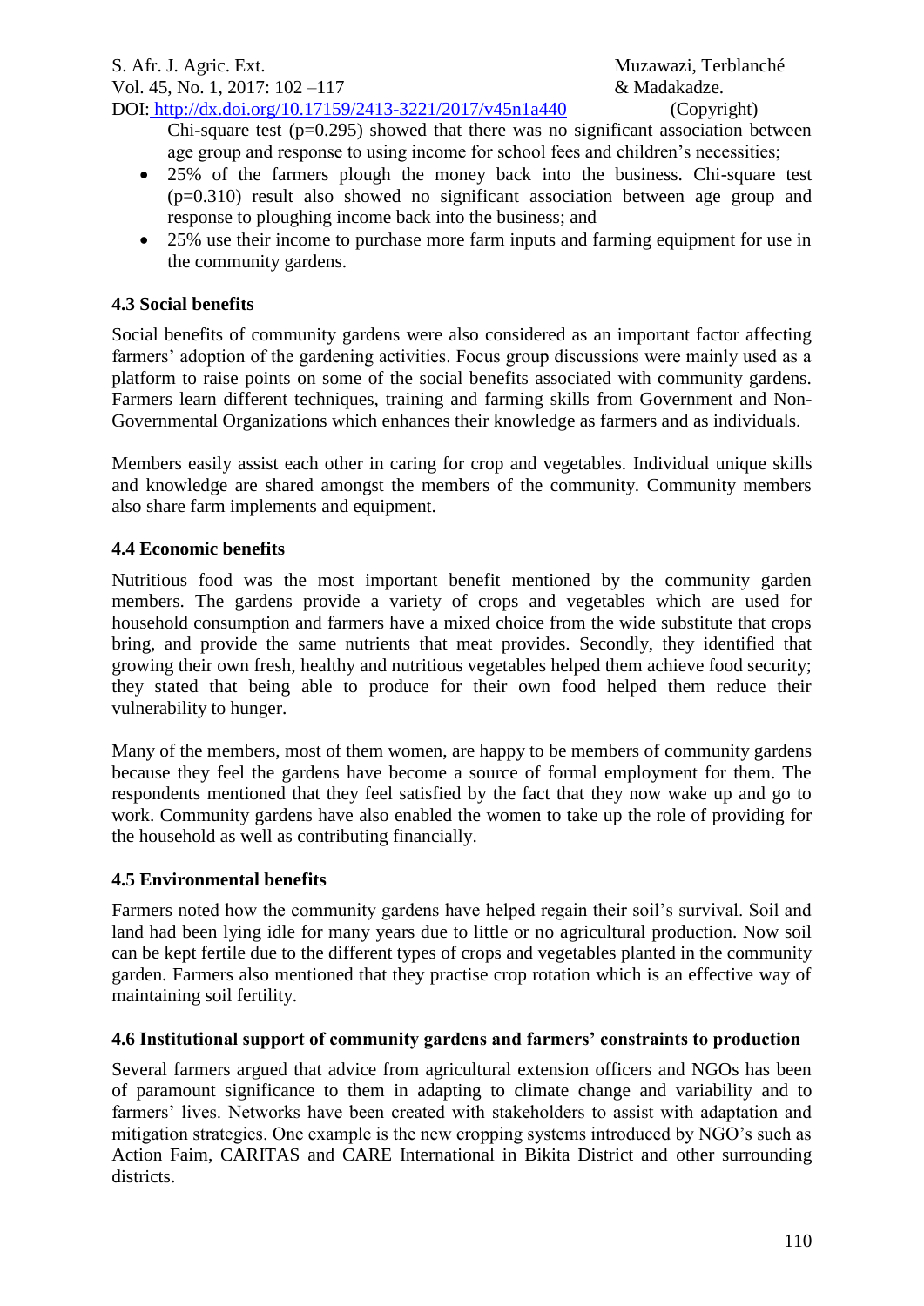Chi-square test ($p=0.295$) showed that there was no significant association between age group and response to using income for school fees and children's necessities;

- 25% of the farmers plough the money back into the business. Chi-square test ($p=0.310$) result also showed no significant association between age group and response to ploughing income back into the business; and
- 25% use their income to purchase more farm inputs and farming equipment for use in the community gardens.

### 4.3 Social benefits

Social benefits of community gardens were also considered as an important factor affecting farmers' adoption of the gardening activities. Focus group discussions were mainly used as a platform to raise points on some of the social benefits associated with community gardens. Farmers learn different techniques, training and farming skills from Government and Non-Governmental Organizations which enhances their knowledge as farmers and as individuals.

Members easily assist each other in caring for crop and vegetables. Individual unique skills and knowledge are shared amongst the members of the community. Community members also share farm implements and equipment.

### 4.4 Economic benefits

Nutritious food was the most important benefit mentioned by the community garden members. The gardens provide a variety of crops and vegetables which are used for household consumption and farmers have a mixed choice from the wide substitute that crops bring, and provide the same nutrients that meat provides. Secondly, they identified that growing their own fresh, healthy and nutritious vegetables helped them achieve food security; they stated that being able to produce for their own food helped them reduce their vulnerability to hunger.

Many of the members, most of them women, are happy to be members of community gardens because they feel the gardens have become a source of formal employment for them. The respondents mentioned that they feel satisfied by the fact that they now wake up and go to work. Community gardens have also enabled the women to take up the role of providing for the household as well as contributing financially.

### 4.5 Environmental benefits

Farmers noted how the community gardens have helped regain their soil's survival. Soil and land had been lying idle for many years due to little or no agricultural production. Now soil can be kept fertile due to the different types of crops and vegetables planted in the community garden. Farmers also mentioned that they practise crop rotation which is an effective way of maintaining soil fertility.

### 4.6 Institutional support of community gardens and farmers' constraints to production

Several farmers argued that advice from agricultural extension officers and NGOs has been of paramount significance to them in adapting to climate change and variability and to farmers' lives. Networks have been created with stakeholders to assist with adaptation and mitigation strategies. One example is the new cropping systems introduced by NGO's such as Action Faim, CARITAS and CARE International in Bikita District and other surrounding districts.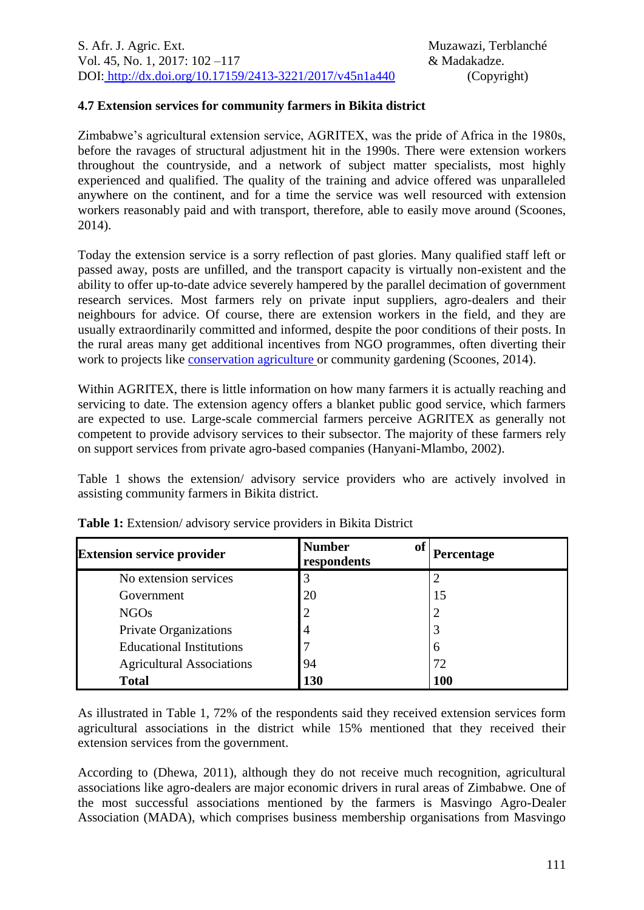### 4.7 Extension services for community farmers in Bikita district

Zimbabwe's agricultural extension service, AGRITEX, was the pride of Africa in the 1980s, before the ravages of structural adjustment hit in the 1990s. There were extension workers throughout the countryside, and a network of subject matter specialists, most highly experienced and qualified. The quality of the training and advice offered was unparalleled anywhere on the continent, and for a time the service was well resourced with extension workers reasonably paid and with transport, therefore, able to easily move around (Scoones, 2014).

Today the extension service is a sorry reflection of past glories. Many qualified staff left or passed away, posts are unfilled, and the transport capacity is virtually non-existent and the ability to offer up-to-date advice severely hampered by the parallel decimation of government research services. Most farmers rely on private input suppliers, agro-dealers and their neighbours for advice. Of course, there are extension workers in the field, and they are usually extraordinarily committed and informed, despite the poor conditions of their posts. In the rural areas many get additional incentives from NGO programmes, often diverting their work to projects like conservation agriculture or community gardening (Scoones, 2014).

Within AGRITEX, there is little information on how many farmers it is actually reaching and servicing to date. The extension agency offers a blanket public good service, which farmers are expected to use. Large-scale commercial farmers perceive AGRITEX as generally not competent to provide advisory services to their subsector. The majority of these farmers rely on support services from private agro-based companies (Hanyani-Mlambo, 2002).

Table 1 shows the extension/ advisory service providers who are actively involved in assisting community farmers in Bikita district.

**Table 1:** Extension/ advisory service providers in Bikita District

| Extension service provider | Number of respondents | Percentage |
|---|---|---|
| No extension services | 3 | 2 |
| Government | 20 | 15 |
| NGOs | 2 | 2 |
| Private Organizations | 4 | 3 |
| Educational Institutions | 7 | 6 |
| Agricultural Associations | 94 | 72 |
| **Total** | **130** | **100** |

As illustrated in Table 1, 72% of the respondents said they received extension services form agricultural associations in the district while 15% mentioned that they received their extension services from the government.

According to (Dhewa, 2011), although they do not receive much recognition, agricultural associations like agro-dealers are major economic drivers in rural areas of Zimbabwe. One of the most successful associations mentioned by the farmers is Masvingo Agro-Dealer Association (MADA), which comprises business membership organisations from Masvingo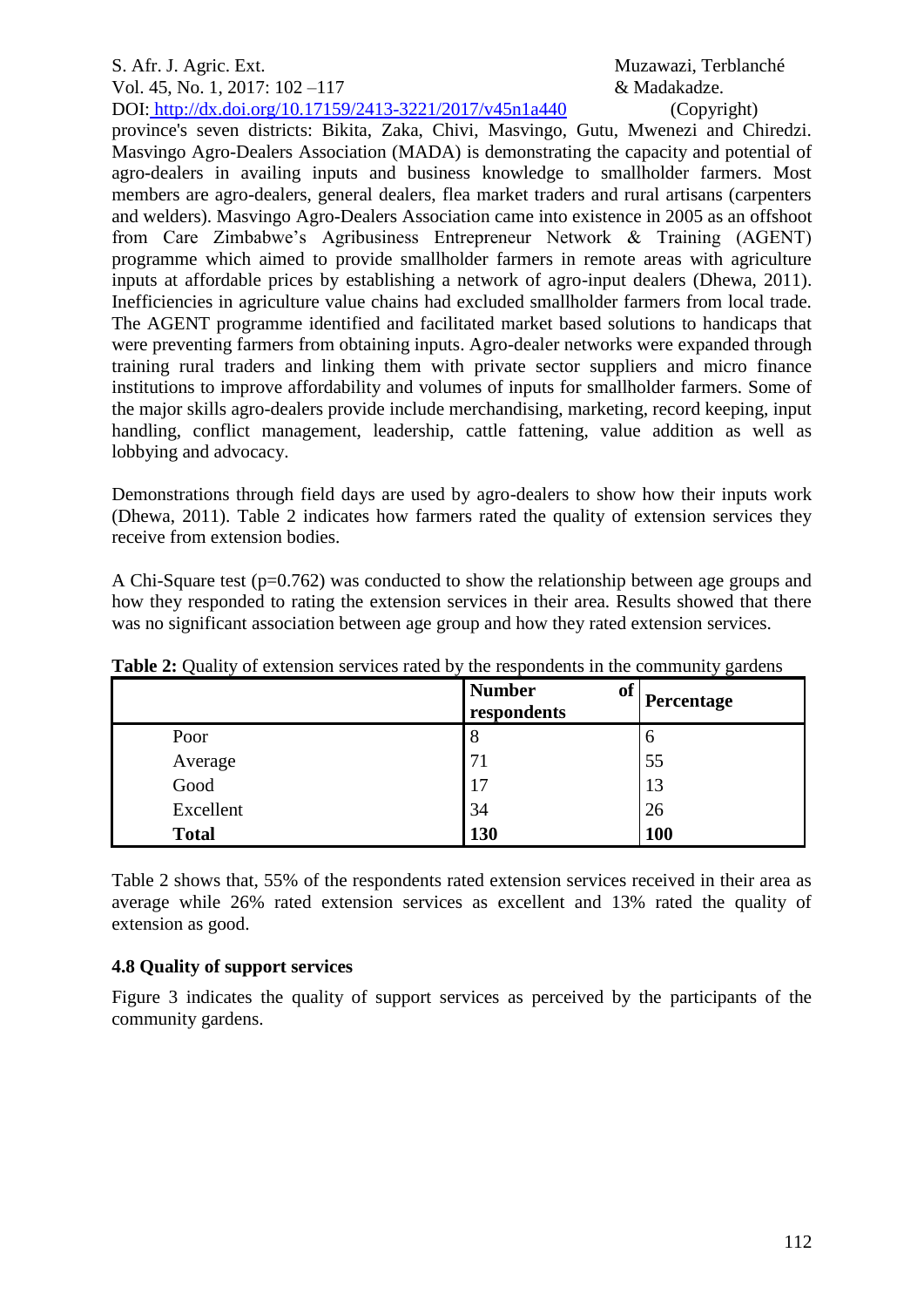province's seven districts: Bikita, Zaka, Chivi, Masvingo, Gutu, Mwenezi and Chiredzi. Masvingo Agro-Dealers Association (MADA) is demonstrating the capacity and potential of agro-dealers in availing inputs and business knowledge to smallholder farmers. Most members are agro-dealers, general dealers, flea market traders and rural artisans (carpenters and welders). Masvingo Agro-Dealers Association came into existence in 2005 as an offshoot from Care Zimbabwe's Agribusiness Entrepreneur Network & Training (AGENT) programme which aimed to provide smallholder farmers in remote areas with agriculture inputs at affordable prices by establishing a network of agro-input dealers (Dhewa, 2011). Inefficiencies in agriculture value chains had excluded smallholder farmers from local trade. The AGENT programme identified and facilitated market based solutions to handicaps that were preventing farmers from obtaining inputs. Agro-dealer networks were expanded through training rural traders and linking them with private sector suppliers and micro finance institutions to improve affordability and volumes of inputs for smallholder farmers. Some of the major skills agro-dealers provide include merchandising, marketing, record keeping, input handling, conflict management, leadership, cattle fattening, value addition as well as lobbying and advocacy.

Demonstrations through field days are used by agro-dealers to show how their inputs work (Dhewa, 2011). Table 2 indicates how farmers rated the quality of extension services they receive from extension bodies.

A Chi-Square test ($p=0.762$) was conducted to show the relationship between age groups and how they responded to rating the extension services in their area. Results showed that there was no significant association between age group and how they rated extension services.

**Table 2:** Quality of extension services rated by the respondents in the community gardens

| | **Number of respondents** | **Percentage** |
|---|---|---|
| Poor | 8 | 6 |
| Average | 71 | 55 |
| Good | 17 | 13 |
| Excellent | 34 | 26 |
| **Total** | **130** | **100** |

Table 2 shows that, 55% of the respondents rated extension services received in their area as average while 26% rated extension services as excellent and 13% rated the quality of extension as good.

### 4.8 Quality of support services

Figure 3 indicates the quality of support services as perceived by the participants of the community gardens.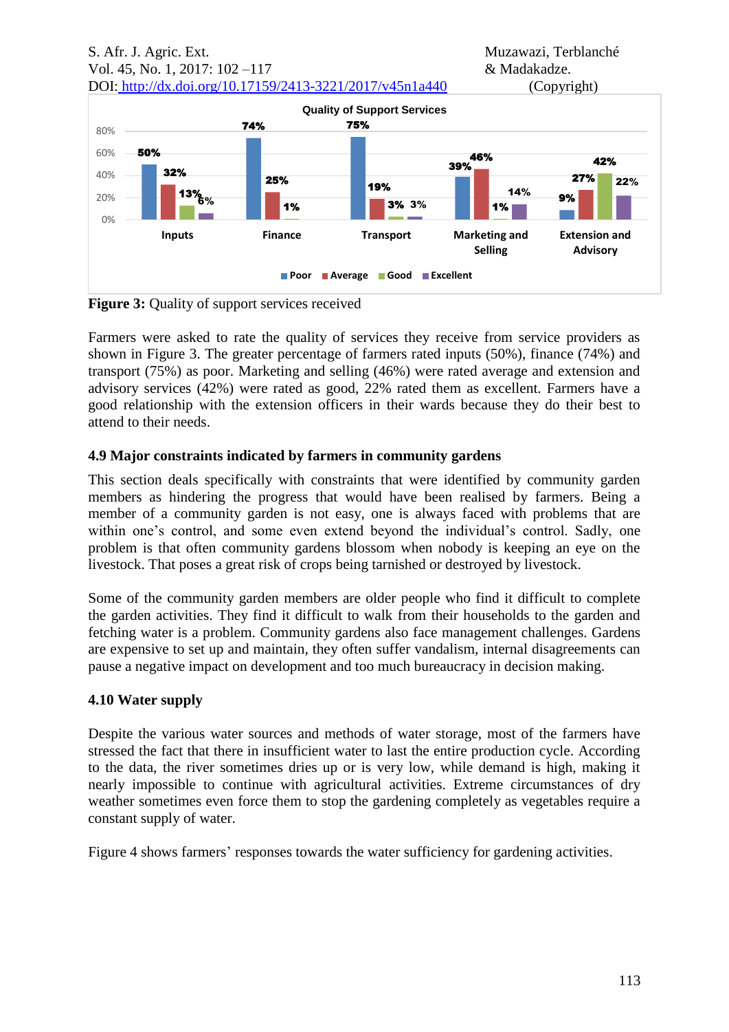**Quality of Support Services**

| | Poor | Average | Good | Excellent |
|---|---|---|---|---|
| Inputs | 50% | 32% | 13% | 6% |
| Finance | 74% | 25% | 1% | |
| Transport | 75% | 19% | 3% | 3% |
| Marketing and Selling | 39% | 46% | 1% | 14% |
| Extension and Advisory | 9% | 27% | 42% | 22% |

**Figure 3:** Quality of support services received

Farmers were asked to rate the quality of services they receive from service providers as shown in Figure 3. The greater percentage of farmers rated inputs (50%), finance (74%) and transport (75%) as poor. Marketing and selling (46%) were rated average and extension and advisory services (42%) were rated as good, 22% rated them as excellent. Farmers have a good relationship with the extension officers in their wards because they do their best to attend to their needs.

### 4.9 Major constraints indicated by farmers in community gardens

This section deals specifically with constraints that were identified by community garden members as hindering the progress that would have been realised by farmers. Being a member of a community garden is not easy, one is always faced with problems that are within one's control, and some even extend beyond the individual's control. Sadly, one problem is that often community gardens blossom when nobody is keeping an eye on the livestock. That poses a great risk of crops being tarnished or destroyed by livestock.

Some of the community garden members are older people who find it difficult to complete the garden activities. They find it difficult to walk from their households to the garden and fetching water is a problem. Community gardens also face management challenges. Gardens are expensive to set up and maintain, they often suffer vandalism, internal disagreements can pause a negative impact on development and too much bureaucracy in decision making.

### 4.10 Water supply

Despite the various water sources and methods of water storage, most of the farmers have stressed the fact that there in insufficient water to last the entire production cycle. According to the data, the river sometimes dries up or is very low, while demand is high, making it nearly impossible to continue with agricultural activities. Extreme circumstances of dry weather sometimes even force them to stop the gardening completely as vegetables require a constant supply of water.

Figure 4 shows farmers' responses towards the water sufficiency for gardening activities.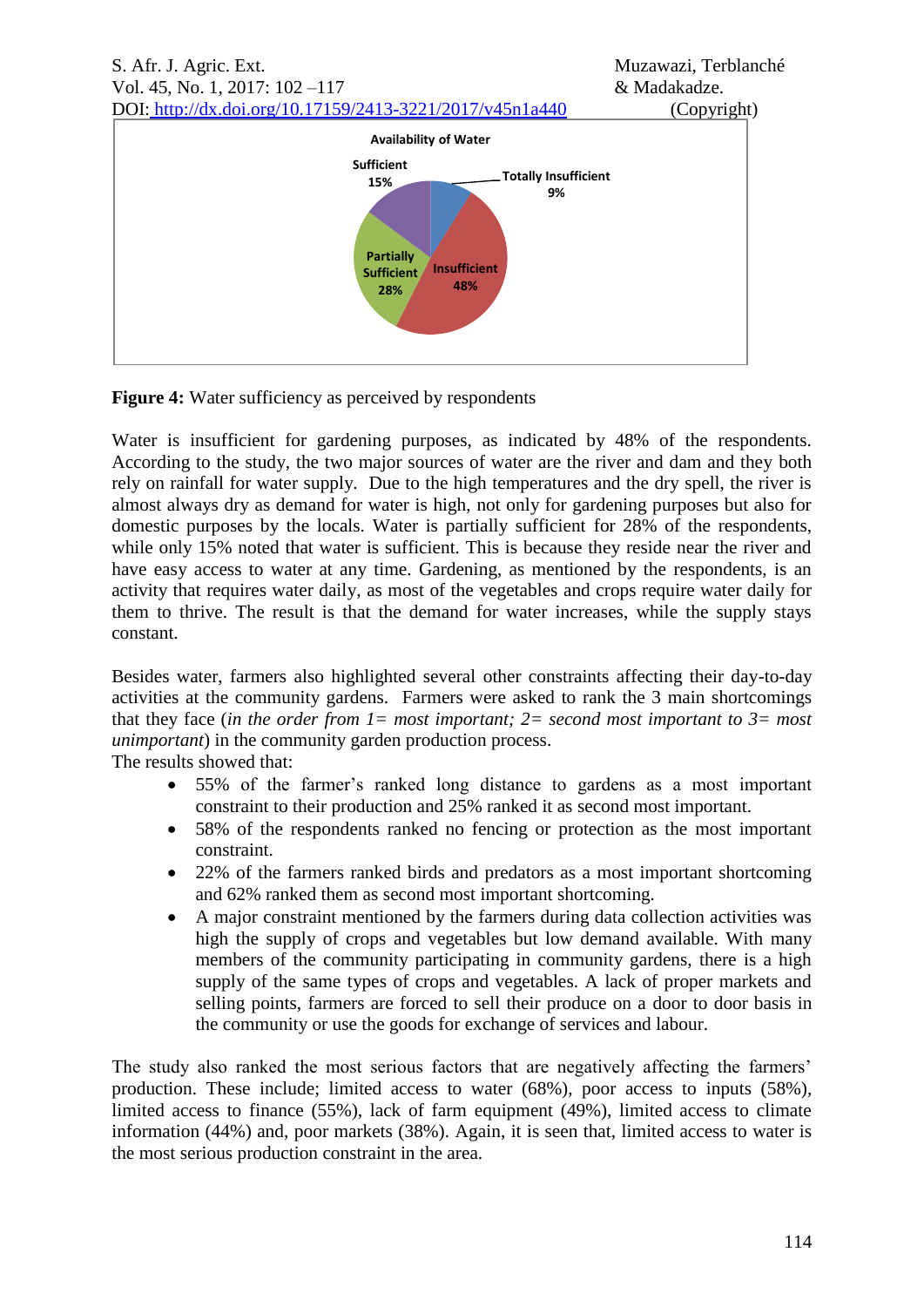Availability of Water

Sufficient 15%; Totally Insufficient 9%; Partially Sufficient 28%; Insufficient 48%

**Figure 4:** Water sufficiency as perceived by respondents

Water is insufficient for gardening purposes, as indicated by 48% of the respondents. According to the study, the two major sources of water are the river and dam and they both rely on rainfall for water supply. Due to the high temperatures and the dry spell, the river is almost always dry as demand for water is high, not only for gardening purposes but also for domestic purposes by the locals. Water is partially sufficient for 28% of the respondents, while only 15% noted that water is sufficient. This is because they reside near the river and have easy access to water at any time. Gardening, as mentioned by the respondents, is an activity that requires water daily, as most of the vegetables and crops require water daily for them to thrive. The result is that the demand for water increases, while the supply stays constant.

Besides water, farmers also highlighted several other constraints affecting their day-to-day activities at the community gardens. Farmers were asked to rank the 3 main shortcomings that they face (*in the order from 1= most important; 2= second most important to 3= most unimportant*) in the community garden production process.
The results showed that:

- 55% of the farmer's ranked long distance to gardens as a most important constraint to their production and 25% ranked it as second most important.
- 58% of the respondents ranked no fencing or protection as the most important constraint.
- 22% of the farmers ranked birds and predators as a most important shortcoming and 62% ranked them as second most important shortcoming.
- A major constraint mentioned by the farmers during data collection activities was high the supply of crops and vegetables but low demand available. With many members of the community participating in community gardens, there is a high supply of the same types of crops and vegetables. A lack of proper markets and selling points, farmers are forced to sell their produce on a door to door basis in the community or use the goods for exchange of services and labour.

The study also ranked the most serious factors that are negatively affecting the farmers' production. These include; limited access to water (68%), poor access to inputs (58%), limited access to finance (55%), lack of farm equipment (49%), limited access to climate information (44%) and, poor markets (38%). Again, it is seen that, limited access to water is the most serious production constraint in the area.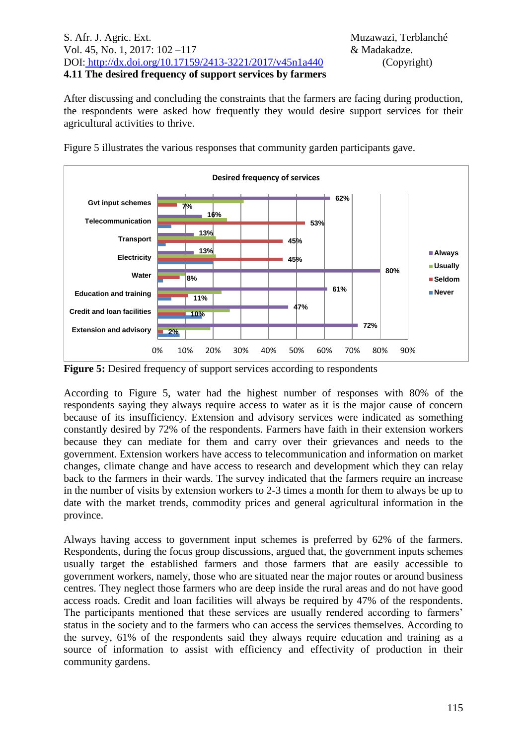### 4.11 The desired frequency of support services by farmers

After discussing and concluding the constraints that the farmers are facing during production, the respondents were asked how frequently they would desire support services for their agricultural activities to thrive.

Figure 5 illustrates the various responses that community garden participants gave.

**Figure 5:** Desired frequency of support services according to respondents

According to Figure 5, water had the highest number of responses with 80% of the respondents saying they always require access to water as it is the major cause of concern because of its insufficiency. Extension and advisory services were indicated as something constantly desired by 72% of the respondents. Farmers have faith in their extension workers because they can mediate for them and carry over their grievances and needs to the government. Extension workers have access to telecommunication and information on market changes, climate change and have access to research and development which they can relay back to the farmers in their wards. The survey indicated that the farmers require an increase in the number of visits by extension workers to 2-3 times a month for them to always be up to date with the market trends, commodity prices and general agricultural information in the province.

Always having access to government input schemes is preferred by 62% of the farmers. Respondents, during the focus group discussions, argued that, the government inputs schemes usually target the established farmers and those farmers that are easily accessible to government workers, namely, those who are situated near the major routes or around business centres. They neglect those farmers who are deep inside the rural areas and do not have good access roads. Credit and loan facilities will always be required by 47% of the respondents. The participants mentioned that these services are usually rendered according to farmers' status in the society and to the farmers who can access the services themselves. According to the survey, 61% of the respondents said they always require education and training as a source of information to assist with efficiency and effectivity of production in their community gardens.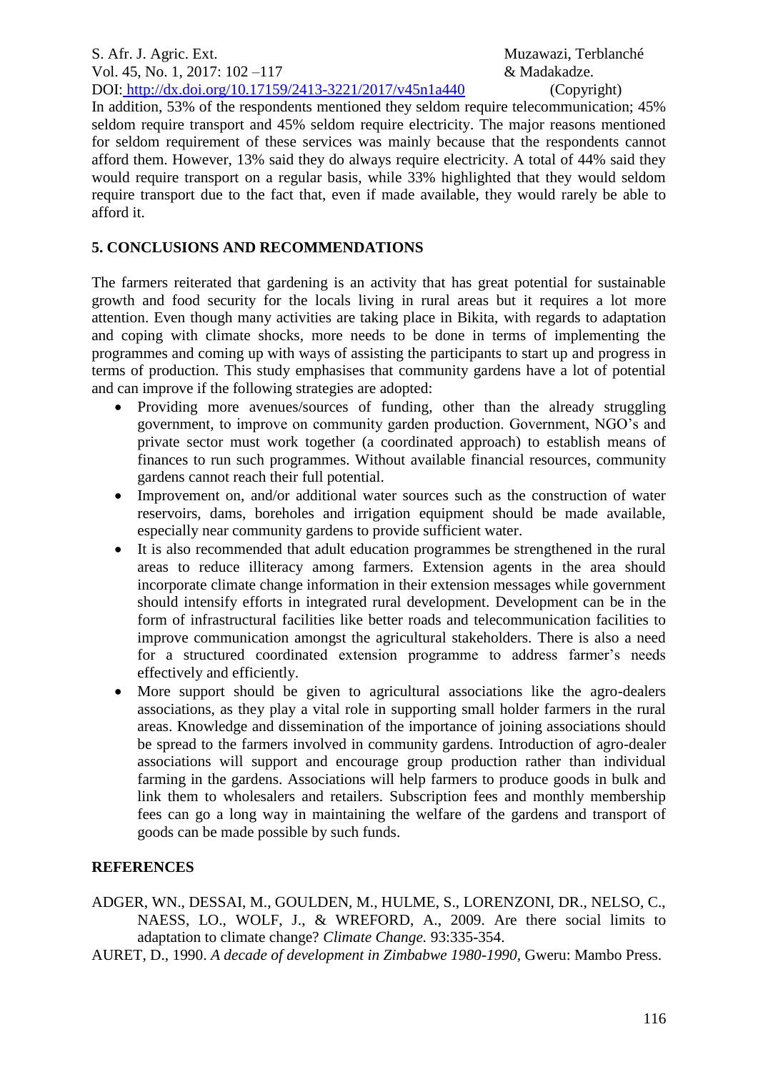In addition, 53% of the respondents mentioned they seldom require telecommunication; 45% seldom require transport and 45% seldom require electricity. The major reasons mentioned for seldom requirement of these services was mainly because that the respondents cannot afford them. However, 13% said they do always require electricity. A total of 44% said they would require transport on a regular basis, while 33% highlighted that they would seldom require transport due to the fact that, even if made available, they would rarely be able to afford it.

## 5. CONCLUSIONS AND RECOMMENDATIONS

The farmers reiterated that gardening is an activity that has great potential for sustainable growth and food security for the locals living in rural areas but it requires a lot more attention. Even though many activities are taking place in Bikita, with regards to adaptation and coping with climate shocks, more needs to be done in terms of implementing the programmes and coming up with ways of assisting the participants to start up and progress in terms of production. This study emphasises that community gardens have a lot of potential and can improve if the following strategies are adopted:

- Providing more avenues/sources of funding, other than the already struggling government, to improve on community garden production. Government, NGO's and private sector must work together (a coordinated approach) to establish means of finances to run such programmes. Without available financial resources, community gardens cannot reach their full potential.
- Improvement on, and/or additional water sources such as the construction of water reservoirs, dams, boreholes and irrigation equipment should be made available, especially near community gardens to provide sufficient water.
- It is also recommended that adult education programmes be strengthened in the rural areas to reduce illiteracy among farmers. Extension agents in the area should incorporate climate change information in their extension messages while government should intensify efforts in integrated rural development. Development can be in the form of infrastructural facilities like better roads and telecommunication facilities to improve communication amongst the agricultural stakeholders. There is also a need for a structured coordinated extension programme to address farmer's needs effectively and efficiently.
- More support should be given to agricultural associations like the agro-dealers associations, as they play a vital role in supporting small holder farmers in the rural areas. Knowledge and dissemination of the importance of joining associations should be spread to the farmers involved in community gardens. Introduction of agro-dealer associations will support and encourage group production rather than individual farming in the gardens. Associations will help farmers to produce goods in bulk and link them to wholesalers and retailers. Subscription fees and monthly membership fees can go a long way in maintaining the welfare of the gardens and transport of goods can be made possible by such funds.

## REFERENCES

ADGER, WN., DESSAI, M., GOULDEN, M., HULME, S., LORENZONI, DR., NELSO, C., NAESS, LO., WOLF, J., & WREFORD, A., 2009. Are there social limits to adaptation to climate change? *Climate Change.* 93:335-354.

AURET, D., 1990. *A decade of development in Zimbabwe 1980-1990*, Gweru: Mambo Press.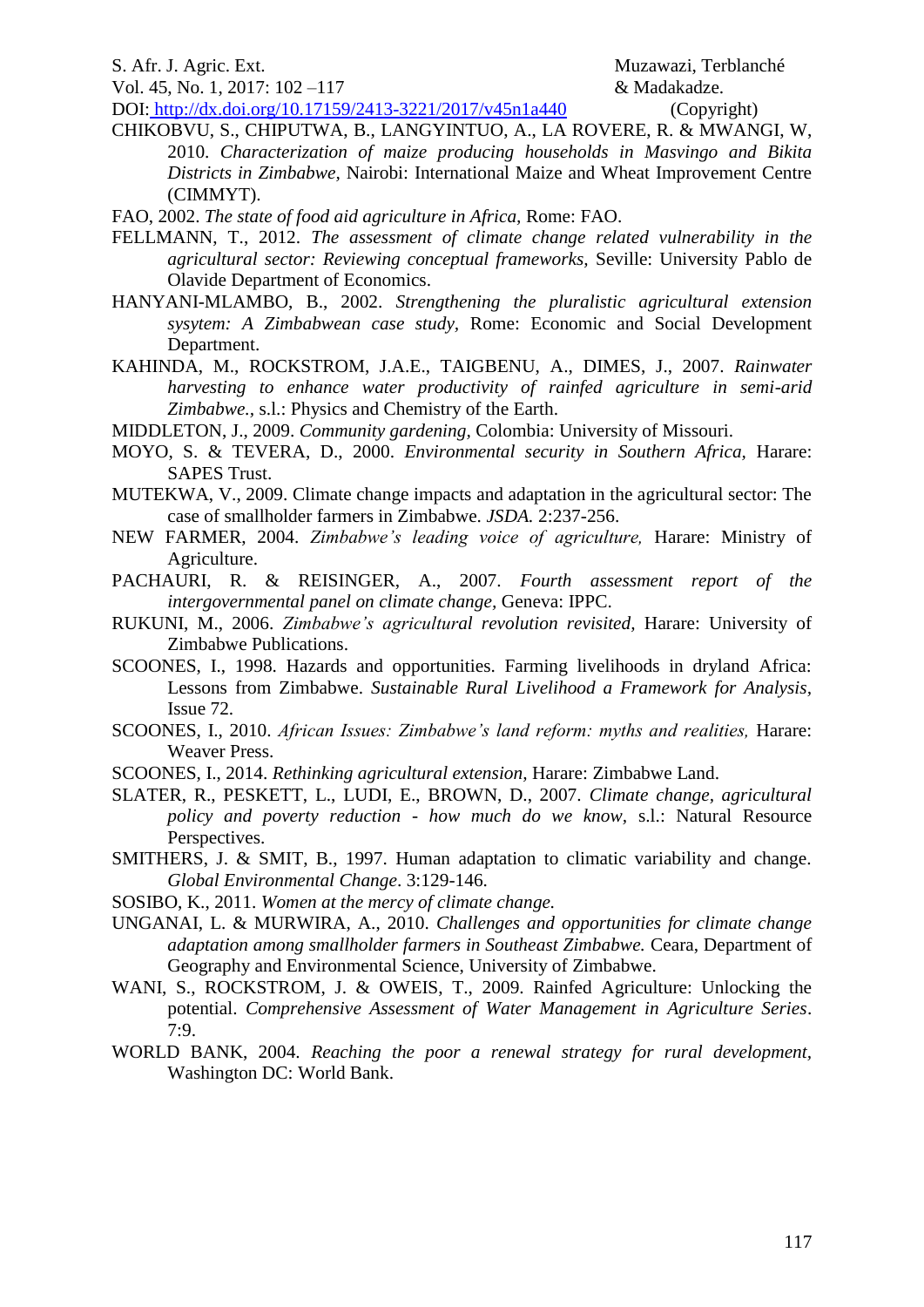CHIKOBVU, S., CHIPUTWA, B., LANGYINTUO, A., LA ROVERE, R. & MWANGI, W, 2010. *Characterization of maize producing households in Masvingo and Bikita Districts in Zimbabwe,* Nairobi: International Maize and Wheat Improvement Centre (CIMMYT).

FAO, 2002. *The state of food aid agriculture in Africa,* Rome: FAO.

FELLMANN, T., 2012. *The assessment of climate change related vulnerability in the agricultural sector: Reviewing conceptual frameworks,* Seville: University Pablo de Olavide Department of Economics.

HANYANI-MLAMBO, B., 2002. *Strengthening the pluralistic agricultural extension sysytem: A Zimbabwean case study,* Rome: Economic and Social Development Department.

KAHINDA, M., ROCKSTROM, J.A.E., TAIGBENU, A., DIMES, J., 2007. *Rainwater harvesting to enhance water productivity of rainfed agriculture in semi-arid Zimbabwe.,* s.l.: Physics and Chemistry of the Earth.

MIDDLETON, J., 2009. *Community gardening,* Colombia: University of Missouri.

MOYO, S. & TEVERA, D., 2000. *Environmental security in Southern Africa,* Harare: SAPES Trust.

MUTEKWA, V., 2009. Climate change impacts and adaptation in the agricultural sector: The case of smallholder farmers in Zimbabwe. *JSDA.* 2:237-256.

NEW FARMER, 2004. *Zimbabwe's leading voice of agriculture,* Harare: Ministry of Agriculture.

PACHAURI, R. & REISINGER, A., 2007. *Fourth assessment report of the intergovernmental panel on climate change,* Geneva: IPPC.

RUKUNI, M., 2006. *Zimbabwe's agricultural revolution revisited,* Harare: University of Zimbabwe Publications.

SCOONES, I., 1998. Hazards and opportunities. Farming livelihoods in dryland Africa: Lessons from Zimbabwe. *Sustainable Rural Livelihood a Framework for Analysis*, Issue 72.

SCOONES, I., 2010. *African Issues: Zimbabwe's land reform: myths and realities,* Harare: Weaver Press.

SCOONES, I., 2014. *Rethinking agricultural extension*, Harare: Zimbabwe Land.

SLATER, R., PESKETT, L., LUDI, E., BROWN, D., 2007. *Climate change, agricultural policy and poverty reduction - how much do we know,* s.l.: Natural Resource Perspectives.

SMITHERS, J. & SMIT, B., 1997. Human adaptation to climatic variability and change. *Global Environmental Change*. 3:129-146.

SOSIBO, K., 2011. *Women at the mercy of climate change.*

UNGANAI, L. & MURWIRA, A., 2010. *Challenges and opportunities for climate change adaptation among smallholder farmers in Southeast Zimbabwe.* Ceara, Department of Geography and Environmental Science, University of Zimbabwe.

WANI, S., ROCKSTROM, J. & OWEIS, T., 2009. Rainfed Agriculture: Unlocking the potential. *Comprehensive Assessment of Water Management in Agriculture Series*. 7:9.

WORLD BANK, 2004. *Reaching the poor a renewal strategy for rural development*, Washington DC: World Bank.